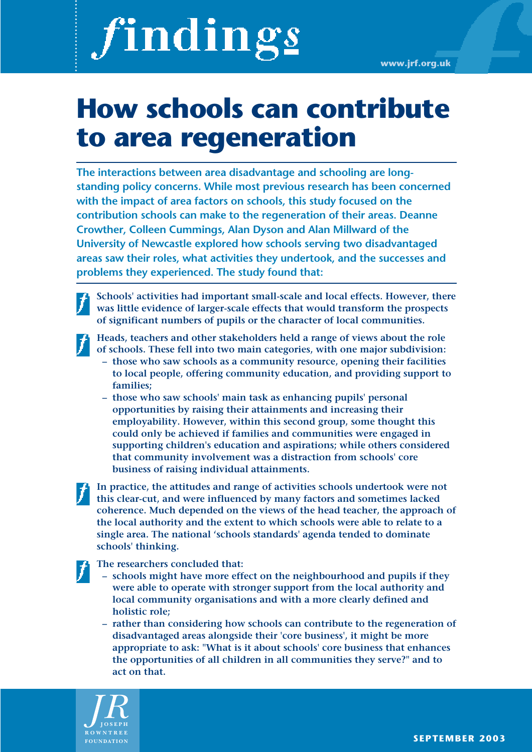# findings

www.jrf.org.uk

# How schools can contribute to area regeneration

**The interactions between area disadvantage and schooling are long-standing policy concerns. While most previous research has been concerned with the impact of area factors on schools, this study focused on the contribution schools can make to the regeneration of their areas. Deanne Crowther, Colleen Cummings, Alan Dyson and Alan Millward of the University of Newcastle explored how schools serving two disadvantaged areas saw their roles, what activities they undertook, and the successes and problems they experienced. The study found that:**

- **Schools' activities had important small-scale and local effects. However, there was little evidence of larger-scale effects that would transform the prospects of significant numbers of pupils or the character of local communities.**

- **Heads, teachers and other stakeholders held a range of views about the role of schools. These fell into two main categories, with one major subdivision:**
  - **those who saw schools as a community resource, opening their facilities to local people, offering community education, and providing support to families;**
  - **those who saw schools' main task as enhancing pupils' personal opportunities by raising their attainments and increasing their employability. However, within this second group, some thought this could only be achieved if families and communities were engaged in supporting children's education and aspirations; while others considered that community involvement was a distraction from schools' core business of raising individual attainments.**

- **In practice, the attitudes and range of activities schools undertook were not this clear-cut, and were influenced by many factors and sometimes lacked coherence. Much depended on the views of the head teacher, the approach of the local authority and the extent to which schools were able to relate to a single area. The national 'schools standards' agenda tended to dominate schools' thinking.**

- **The researchers concluded that:**
  - **schools might have more effect on the neighbourhood and pupils if they were able to operate with stronger support from the local authority and local community organisations and with a more clearly defined and holistic role;**
  - **rather than considering how schools can contribute to the regeneration of disadvantaged areas alongside their 'core business', it might be more appropriate to ask: "What is it about schools' core business that enhances the opportunities of all children in all communities they serve?" and to act on that.**

JOSEPH ROWNTREE FOUNDATION

SEPTEMBER 2003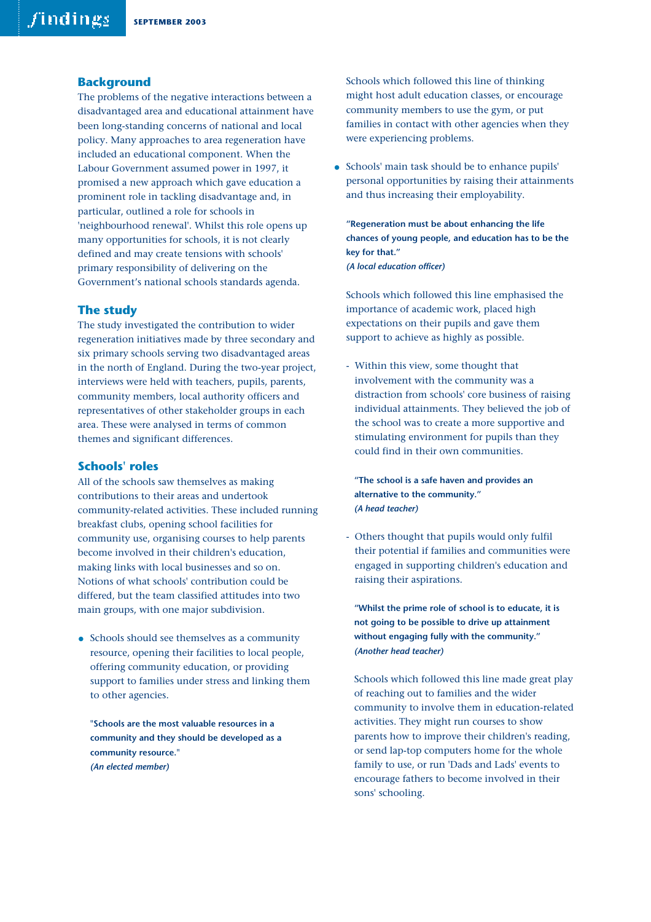## Background

The problems of the negative interactions between a disadvantaged area and educational attainment have been long-standing concerns of national and local policy. Many approaches to area regeneration have included an educational component. When the Labour Government assumed power in 1997, it promised a new approach which gave education a prominent role in tackling disadvantage and, in particular, outlined a role for schools in 'neighbourhood renewal'. Whilst this role opens up many opportunities for schools, it is not clearly defined and may create tensions with schools' primary responsibility of delivering on the Government's national schools standards agenda.

## The study

The study investigated the contribution to wider regeneration initiatives made by three secondary and six primary schools serving two disadvantaged areas in the north of England. During the two-year project, interviews were held with teachers, pupils, parents, community members, local authority officers and representatives of other stakeholder groups in each area. These were analysed in terms of common themes and significant differences.

## Schools' roles

All of the schools saw themselves as making contributions to their areas and undertook community-related activities. These included running breakfast clubs, opening school facilities for community use, organising courses to help parents become involved in their children's education, making links with local businesses and so on. Notions of what schools' contribution could be differed, but the team classified attitudes into two main groups, with one major subdivision.

- Schools should see themselves as a community resource, opening their facilities to local people, offering community education, or providing support to families under stress and linking them to other agencies.

  **"Schools are the most valuable resources in a community and they should be developed as a community resource."**
  ***(An elected member)***

  Schools which followed this line of thinking might host adult education classes, or encourage community members to use the gym, or put families in contact with other agencies when they were experiencing problems.

- Schools' main task should be to enhance pupils' personal opportunities by raising their attainments and thus increasing their employability.

  **"Regeneration must be about enhancing the life chances of young people, and education has to be the key for that."**
  ***(A local education officer)***

  Schools which followed this line emphasised the importance of academic work, placed high expectations on their pupils and gave them support to achieve as highly as possible.

  - Within this view, some thought that involvement with the community was a distraction from schools' core business of raising individual attainments. They believed the job of the school was to create a more supportive and stimulating environment for pupils than they could find in their own communities.

    **"The school is a safe haven and provides an alternative to the community."**
    ***(A head teacher)***

  - Others thought that pupils would only fulfil their potential if families and communities were engaged in supporting children's education and raising their aspirations.

    **"Whilst the prime role of school is to educate, it is not going to be possible to drive up attainment without engaging fully with the community."**
    ***(Another head teacher)***

    Schools which followed this line made great play of reaching out to families and the wider community to involve them in education-related activities. They might run courses to show parents how to improve their children's reading, or send lap-top computers home for the whole family to use, or run 'Dads and Lads' events to encourage fathers to become involved in their sons' schooling.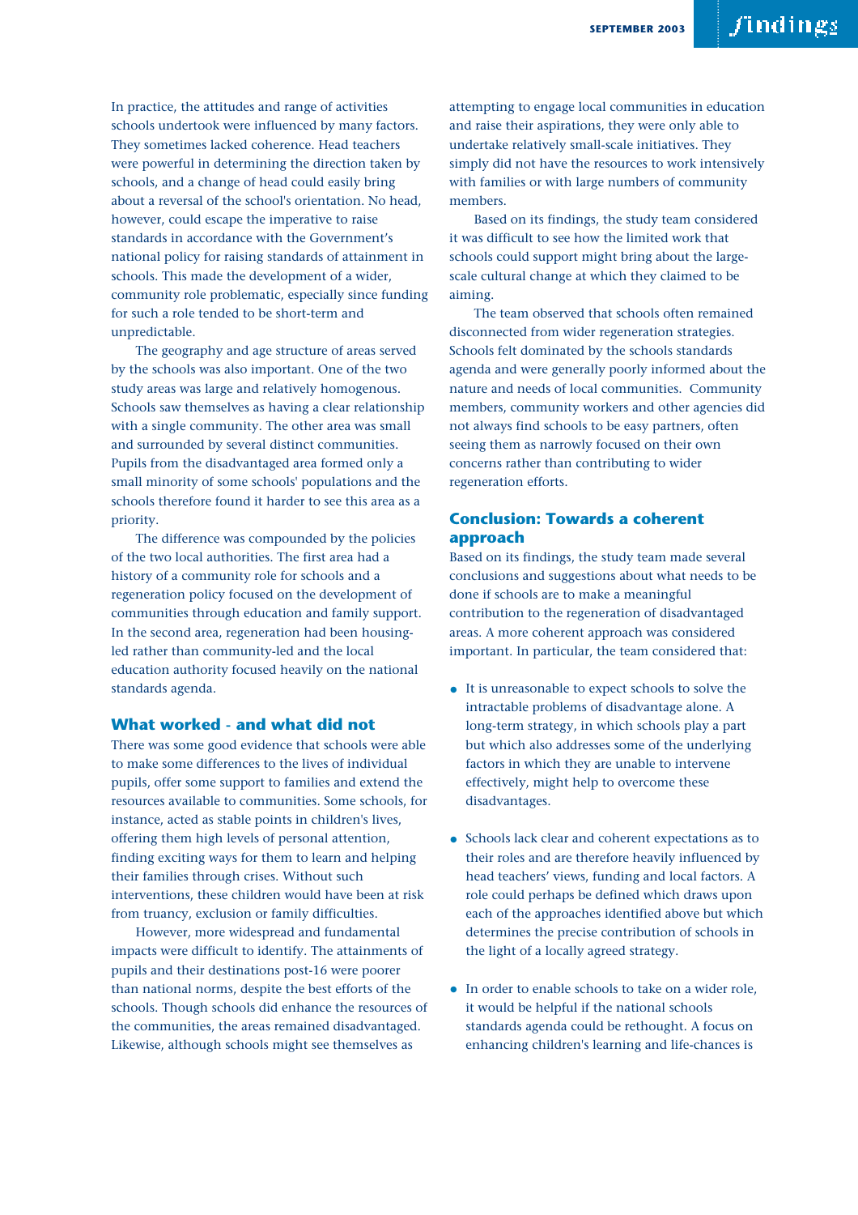In practice, the attitudes and range of activities schools undertook were influenced by many factors. They sometimes lacked coherence. Head teachers were powerful in determining the direction taken by schools, and a change of head could easily bring about a reversal of the school's orientation. No head, however, could escape the imperative to raise standards in accordance with the Government's national policy for raising standards of attainment in schools. This made the development of a wider, community role problematic, especially since funding for such a role tended to be short-term and unpredictable.

The geography and age structure of areas served by the schools was also important. One of the two study areas was large and relatively homogenous. Schools saw themselves as having a clear relationship with a single community. The other area was small and surrounded by several distinct communities. Pupils from the disadvantaged area formed only a small minority of some schools' populations and the schools therefore found it harder to see this area as a priority.

The difference was compounded by the policies of the two local authorities. The first area had a history of a community role for schools and a regeneration policy focused on the development of communities through education and family support. In the second area, regeneration had been housing-led rather than community-led and the local education authority focused heavily on the national standards agenda.

## What worked - and what did not

There was some good evidence that schools were able to make some differences to the lives of individual pupils, offer some support to families and extend the resources available to communities. Some schools, for instance, acted as stable points in children's lives, offering them high levels of personal attention, finding exciting ways for them to learn and helping their families through crises. Without such interventions, these children would have been at risk from truancy, exclusion or family difficulties.

However, more widespread and fundamental impacts were difficult to identify. The attainments of pupils and their destinations post-16 were poorer than national norms, despite the best efforts of the schools. Though schools did enhance the resources of the communities, the areas remained disadvantaged. Likewise, although schools might see themselves as attempting to engage local communities in education and raise their aspirations, they were only able to undertake relatively small-scale initiatives. They simply did not have the resources to work intensively with families or with large numbers of community members.

Based on its findings, the study team considered it was difficult to see how the limited work that schools could support might bring about the large-scale cultural change at which they claimed to be aiming.

The team observed that schools often remained disconnected from wider regeneration strategies. Schools felt dominated by the schools standards agenda and were generally poorly informed about the nature and needs of local communities. Community members, community workers and other agencies did not always find schools to be easy partners, often seeing them as narrowly focused on their own concerns rather than contributing to wider regeneration efforts.

## Conclusion: Towards a coherent approach

Based on its findings, the study team made several conclusions and suggestions about what needs to be done if schools are to make a meaningful contribution to the regeneration of disadvantaged areas. A more coherent approach was considered important. In particular, the team considered that:

- It is unreasonable to expect schools to solve the intractable problems of disadvantage alone. A long-term strategy, in which schools play a part but which also addresses some of the underlying factors in which they are unable to intervene effectively, might help to overcome these disadvantages.

- Schools lack clear and coherent expectations as to their roles and are therefore heavily influenced by head teachers' views, funding and local factors. A role could perhaps be defined which draws upon each of the approaches identified above but which determines the precise contribution of schools in the light of a locally agreed strategy.

- In order to enable schools to take on a wider role, it would be helpful if the national schools standards agenda could be rethought. A focus on enhancing children's learning and life-chances is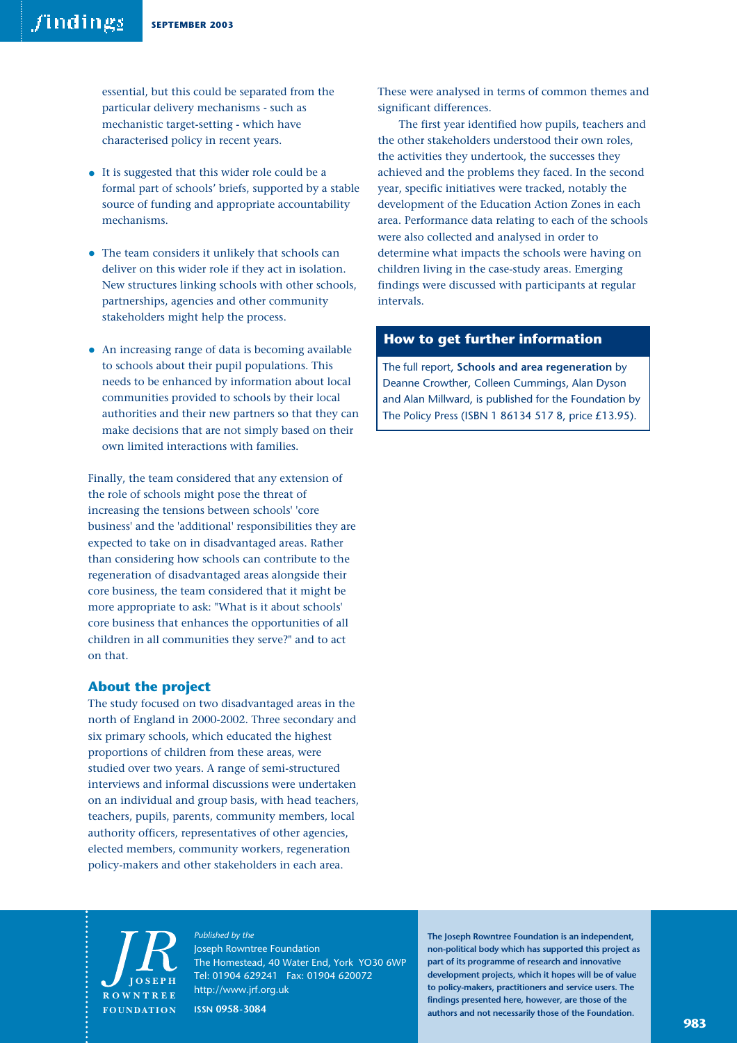essential, but this could be separated from the particular delivery mechanisms - such as mechanistic target-setting - which have characterised policy in recent years.

- It is suggested that this wider role could be a formal part of schools' briefs, supported by a stable source of funding and appropriate accountability mechanisms.
- The team considers it unlikely that schools can deliver on this wider role if they act in isolation. New structures linking schools with other schools, partnerships, agencies and other community stakeholders might help the process.
- An increasing range of data is becoming available to schools about their pupil populations. This needs to be enhanced by information about local communities provided to schools by their local authorities and their new partners so that they can make decisions that are not simply based on their own limited interactions with families.

Finally, the team considered that any extension of the role of schools might pose the threat of increasing the tensions between schools' 'core business' and the 'additional' responsibilities they are expected to take on in disadvantaged areas. Rather than considering how schools can contribute to the regeneration of disadvantaged areas alongside their core business, the team considered that it might be more appropriate to ask: "What is it about schools' core business that enhances the opportunities of all children in all communities they serve?" and to act on that.

## About the project

The study focused on two disadvantaged areas in the north of England in 2000-2002. Three secondary and six primary schools, which educated the highest proportions of children from these areas, were studied over two years. A range of semi-structured interviews and informal discussions were undertaken on an individual and group basis, with head teachers, teachers, pupils, parents, community members, local authority officers, representatives of other agencies, elected members, community workers, regeneration policy-makers and other stakeholders in each area. These were analysed in terms of common themes and significant differences.

The first year identified how pupils, teachers and the other stakeholders understood their own roles, the activities they undertook, the successes they achieved and the problems they faced. In the second year, specific initiatives were tracked, notably the development of the Education Action Zones in each area. Performance data relating to each of the schools were also collected and analysed in order to determine what impacts the schools were having on children living in the case-study areas. Emerging findings were discussed with participants at regular intervals.

## How to get further information

The full report, **Schools and area regeneration** by Deanne Crowther, Colleen Cummings, Alan Dyson and Alan Millward, is published for the Foundation by The Policy Press (ISBN 1 86134 517 8, price £13.95).

*Published by the*
Joseph Rowntree Foundation
The Homestead, 40 Water End, York YO30 6WP
Tel: 01904 629241 Fax: 01904 620072
http://www.jrf.org.uk
ISSN **0958-3084**

**The Joseph Rowntree Foundation is an independent, non-political body which has supported this project as part of its programme of research and innovative development projects, which it hopes will be of value to policy-makers, practitioners and service users. The findings presented here, however, are those of the authors and not necessarily those of the Foundation.**

983